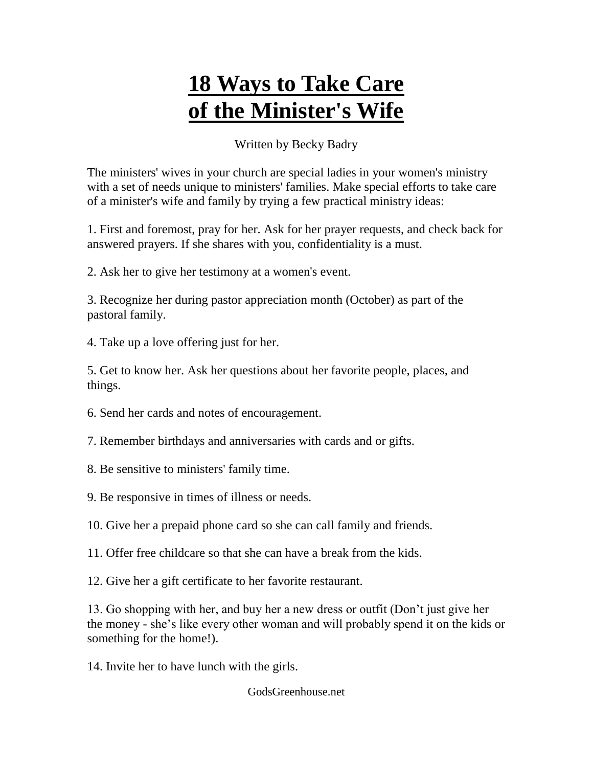# 18 Ways to Take Care of the Minister's Wife

Written by Becky Badry

The ministers' wives in your church are special ladies in your women's ministry with a set of needs unique to ministers' families. Make special efforts to take care of a minister's wife and family by trying a few practical ministry ideas:

1. First and foremost, pray for her. Ask for her prayer requests, and check back for answered prayers. If she shares with you, confidentiality is a must.

2. Ask her to give her testimony at a women's event.

3. Recognize her during pastor appreciation month (October) as part of the pastoral family.

4. Take up a love offering just for her.

5. Get to know her. Ask her questions about her favorite people, places, and things.

6. Send her cards and notes of encouragement.

7. Remember birthdays and anniversaries with cards and or gifts.

8. Be sensitive to ministers' family time.

9. Be responsive in times of illness or needs.

10. Give her a prepaid phone card so she can call family and friends.

11. Offer free childcare so that she can have a break from the kids.

12. Give her a gift certificate to her favorite restaurant.

13. Go shopping with her, and buy her a new dress or outfit (Don’t just give her the money - she’s like every other woman and will probably spend it on the kids or something for the home!).

14. Invite her to have lunch with the girls.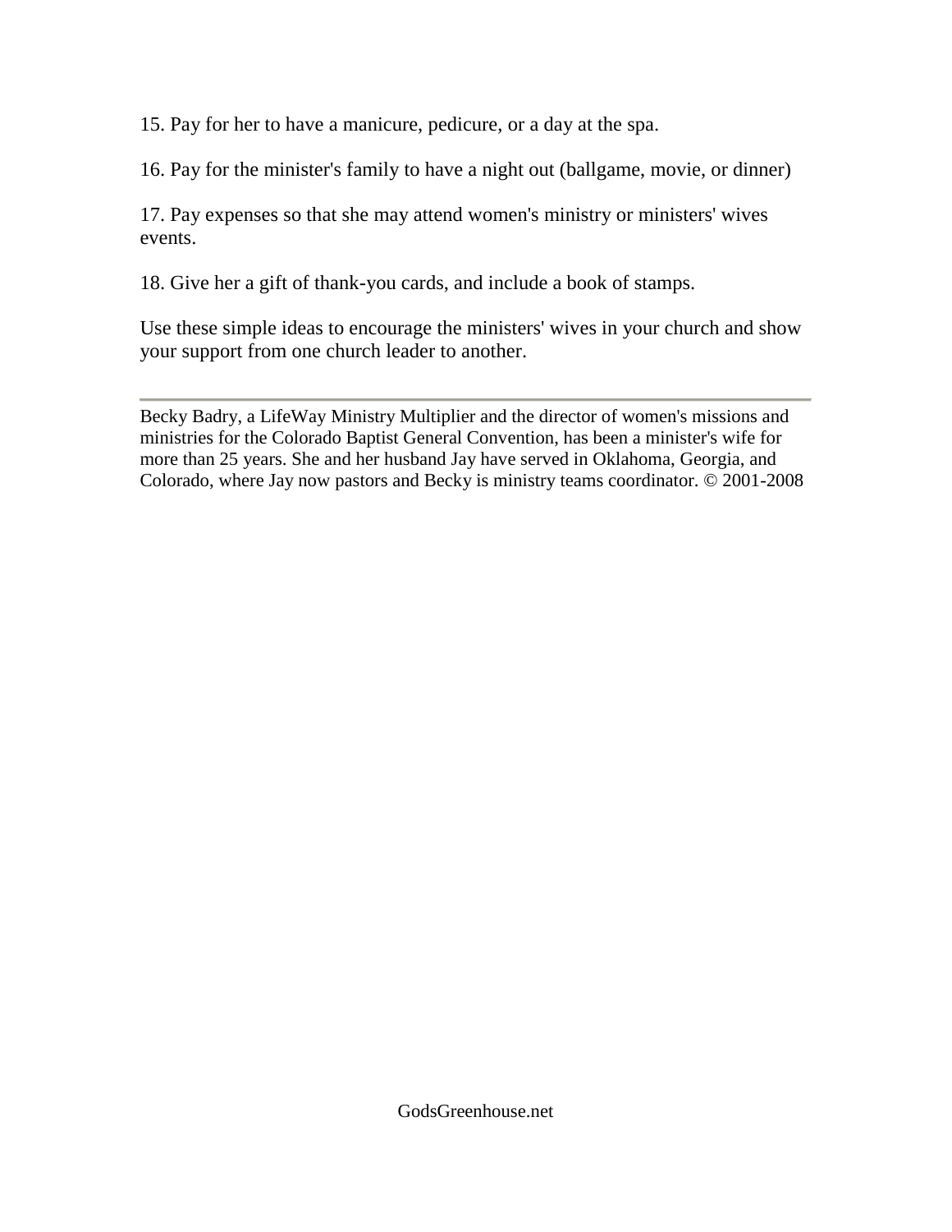15. Pay for her to have a manicure, pedicure, or a day at the spa.

16. Pay for the minister's family to have a night out (ballgame, movie, or dinner)

17. Pay expenses so that she may attend women's ministry or ministers' wives events.

18. Give her a gift of thank-you cards, and include a book of stamps.

Use these simple ideas to encourage the ministers' wives in your church and show your support from one church leader to another.

---

Becky Badry, a LifeWay Ministry Multiplier and the director of women's missions and ministries for the Colorado Baptist General Convention, has been a minister's wife for more than 25 years. She and her husband Jay have served in Oklahoma, Georgia, and Colorado, where Jay now pastors and Becky is ministry teams coordinator. © 2001-2008

GodsGreenhouse.net